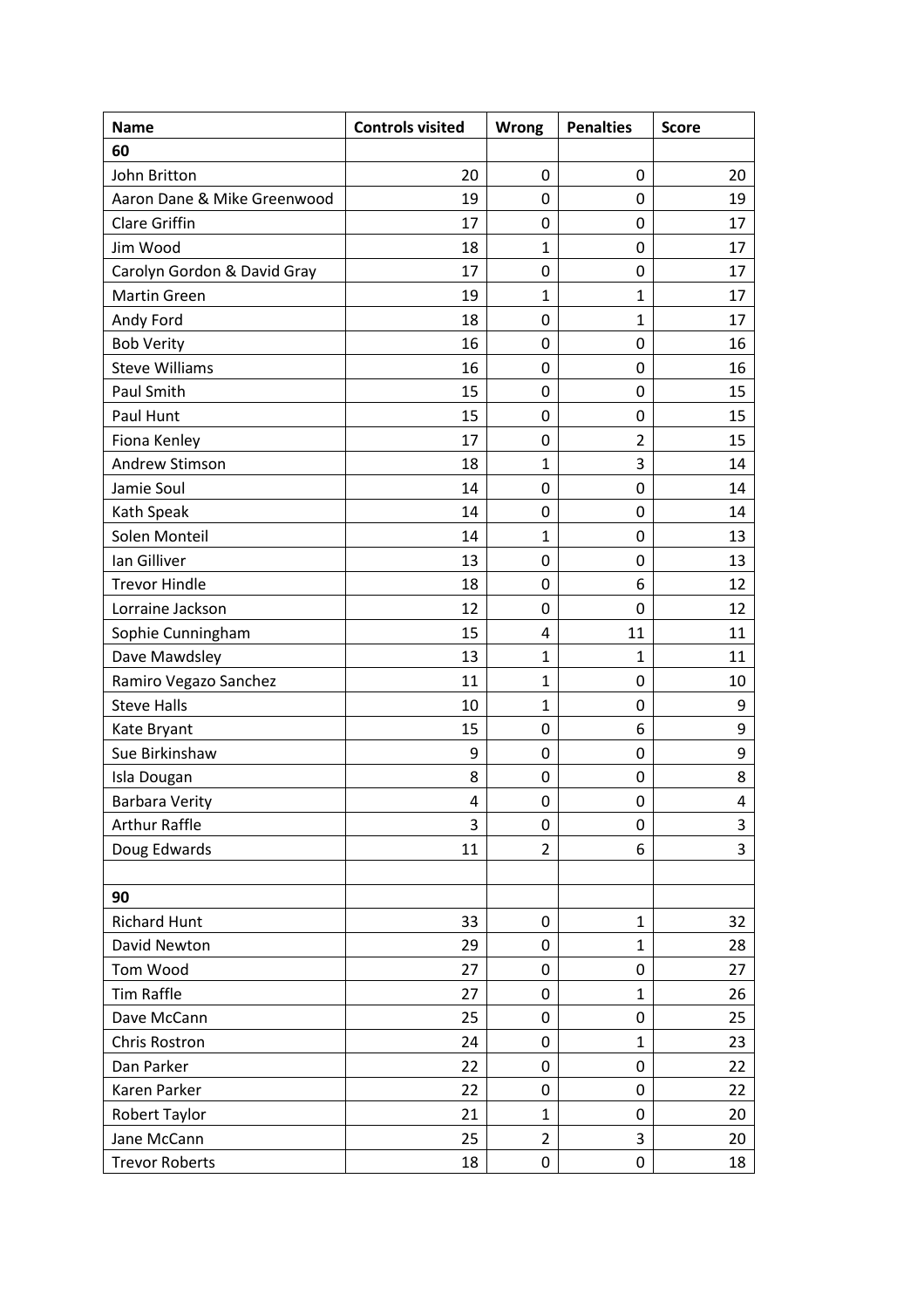| Name | Controls visited | Wrong | Penalties | Score |
|---|---|---|---|---|
| **60** | | | | |
| John Britton | 20 | 0 | 0 | 20 |
| Aaron Dane & Mike Greenwood | 19 | 0 | 0 | 19 |
| Clare Griffin | 17 | 0 | 0 | 17 |
| Jim Wood | 18 | 1 | 0 | 17 |
| Carolyn Gordon & David Gray | 17 | 0 | 0 | 17 |
| Martin Green | 19 | 1 | 1 | 17 |
| Andy Ford | 18 | 0 | 1 | 17 |
| Bob Verity | 16 | 0 | 0 | 16 |
| Steve Williams | 16 | 0 | 0 | 16 |
| Paul Smith | 15 | 0 | 0 | 15 |
| Paul Hunt | 15 | 0 | 0 | 15 |
| Fiona Kenley | 17 | 0 | 2 | 15 |
| Andrew Stimson | 18 | 1 | 3 | 14 |
| Jamie Soul | 14 | 0 | 0 | 14 |
| Kath Speak | 14 | 0 | 0 | 14 |
| Solen Monteil | 14 | 1 | 0 | 13 |
| Ian Gilliver | 13 | 0 | 0 | 13 |
| Trevor Hindle | 18 | 0 | 6 | 12 |
| Lorraine Jackson | 12 | 0 | 0 | 12 |
| Sophie Cunningham | 15 | 4 | 11 | 11 |
| Dave Mawdsley | 13 | 1 | 1 | 11 |
| Ramiro Vegazo Sanchez | 11 | 1 | 0 | 10 |
| Steve Halls | 10 | 1 | 0 | 9 |
| Kate Bryant | 15 | 0 | 6 | 9 |
| Sue Birkinshaw | 9 | 0 | 0 | 9 |
| Isla Dougan | 8 | 0 | 0 | 8 |
| Barbara Verity | 4 | 0 | 0 | 4 |
| Arthur Raffle | 3 | 0 | 0 | 3 |
| Doug Edwards | 11 | 2 | 6 | 3 |
| | | | | |
| **90** | | | | |
| Richard Hunt | 33 | 0 | 1 | 32 |
| David Newton | 29 | 0 | 1 | 28 |
| Tom Wood | 27 | 0 | 0 | 27 |
| Tim Raffle | 27 | 0 | 1 | 26 |
| Dave McCann | 25 | 0 | 0 | 25 |
| Chris Rostron | 24 | 0 | 1 | 23 |
| Dan Parker | 22 | 0 | 0 | 22 |
| Karen Parker | 22 | 0 | 0 | 22 |
| Robert Taylor | 21 | 1 | 0 | 20 |
| Jane McCann | 25 | 2 | 3 | 20 |
| Trevor Roberts | 18 | 0 | 0 | 18 |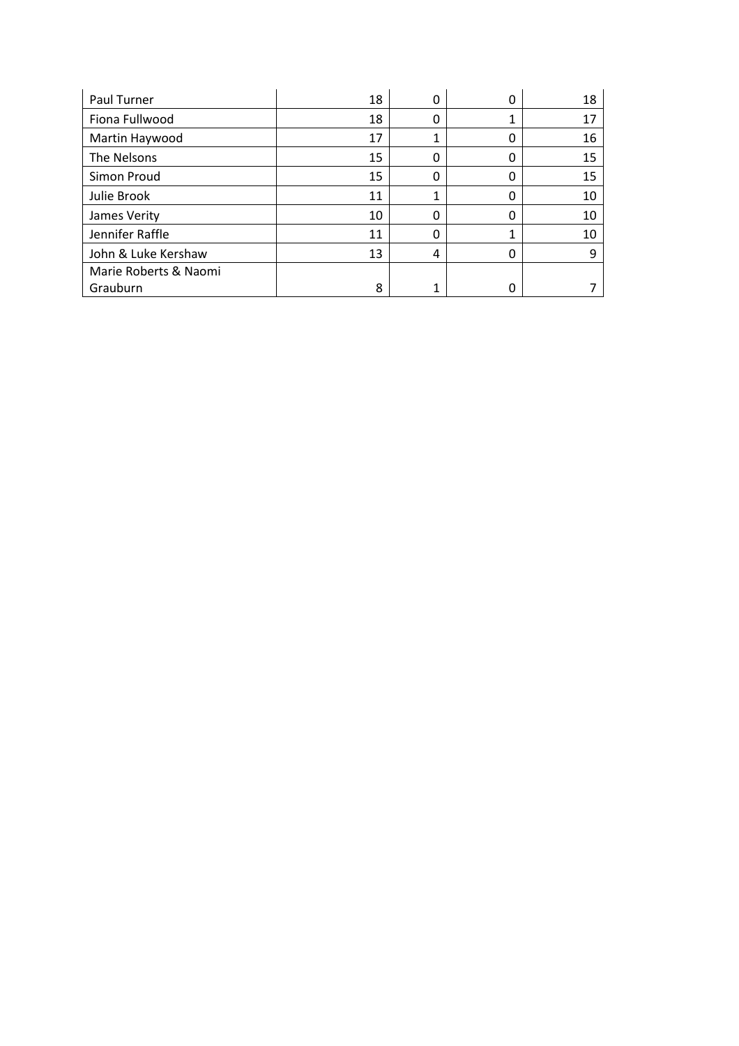| | | | | |
|---|---|---|---|---|
| Paul Turner | 18 | 0 | 0 | 18 |
| Fiona Fullwood | 18 | 0 | 1 | 17 |
| Martin Haywood | 17 | 1 | 0 | 16 |
| The Nelsons | 15 | 0 | 0 | 15 |
| Simon Proud | 15 | 0 | 0 | 15 |
| Julie Brook | 11 | 1 | 0 | 10 |
| James Verity | 10 | 0 | 0 | 10 |
| Jennifer Raffle | 11 | 0 | 1 | 10 |
| John & Luke Kershaw | 13 | 4 | 0 | 9 |
| Marie Roberts & Naomi Grauburn | 8 | 1 | 0 | 7 |